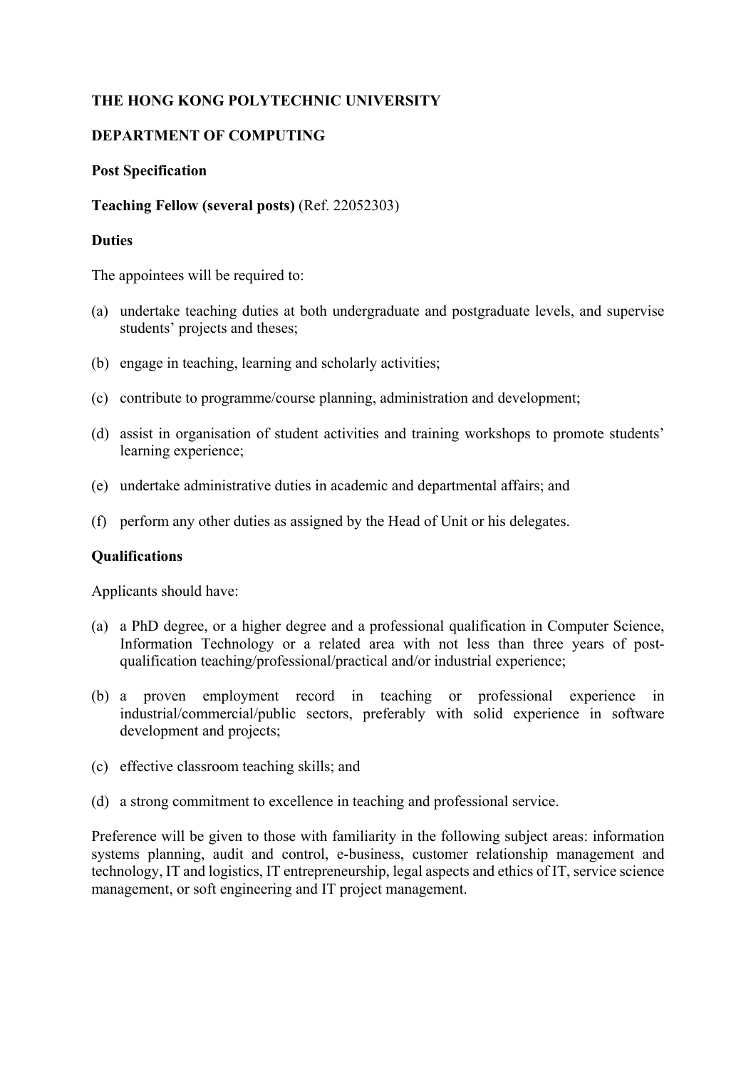**THE HONG KONG POLYTECHNIC UNIVERSITY**

**DEPARTMENT OF COMPUTING**

**Post Specification**

**Teaching Fellow (several posts)** (Ref. 22052303)

**Duties**

The appointees will be required to:

(a) undertake teaching duties at both undergraduate and postgraduate levels, and supervise students' projects and theses;

(b) engage in teaching, learning and scholarly activities;

(c) contribute to programme/course planning, administration and development;

(d) assist in organisation of student activities and training workshops to promote students' learning experience;

(e) undertake administrative duties in academic and departmental affairs; and

(f) perform any other duties as assigned by the Head of Unit or his delegates.

**Qualifications**

Applicants should have:

(a) a PhD degree, or a higher degree and a professional qualification in Computer Science, Information Technology or a related area with not less than three years of post-qualification teaching/professional/practical and/or industrial experience;

(b) a proven employment record in teaching or professional experience in industrial/commercial/public sectors, preferably with solid experience in software development and projects;

(c) effective classroom teaching skills; and

(d) a strong commitment to excellence in teaching and professional service.

Preference will be given to those with familiarity in the following subject areas: information systems planning, audit and control, e-business, customer relationship management and technology, IT and logistics, IT entrepreneurship, legal aspects and ethics of IT, service science management, or soft engineering and IT project management.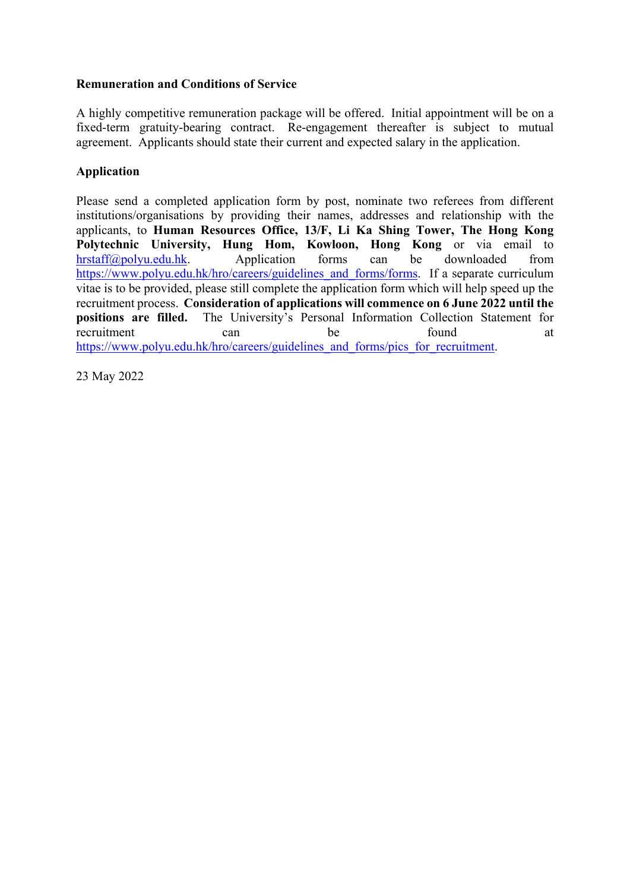**Remuneration and Conditions of Service**

A highly competitive remuneration package will be offered. Initial appointment will be on a fixed-term gratuity-bearing contract. Re-engagement thereafter is subject to mutual agreement. Applicants should state their current and expected salary in the application.

**Application**

Please send a completed application form by post, nominate two referees from different institutions/organisations by providing their names, addresses and relationship with the applicants, to **Human Resources Office, 13/F, Li Ka Shing Tower, The Hong Kong Polytechnic University, Hung Hom, Kowloon, Hong Kong** or via email to hrstaff@polyu.edu.hk. Application forms can be downloaded from https://www.polyu.edu.hk/hro/careers/guidelines_and_forms/forms. If a separate curriculum vitae is to be provided, please still complete the application form which will help speed up the recruitment process. **Consideration of applications will commence on 6 June 2022 until the positions are filled.** The University's Personal Information Collection Statement for recruitment can be found at https://www.polyu.edu.hk/hro/careers/guidelines_and_forms/pics_for_recruitment.

23 May 2022